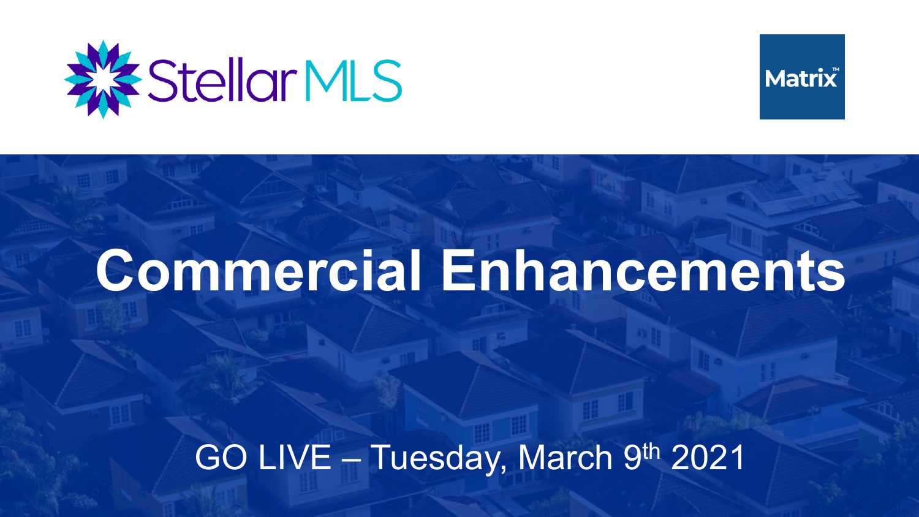Stellar MLS

Matrix™

# Commercial Enhancements

GO LIVE – Tuesday, March 9th 2021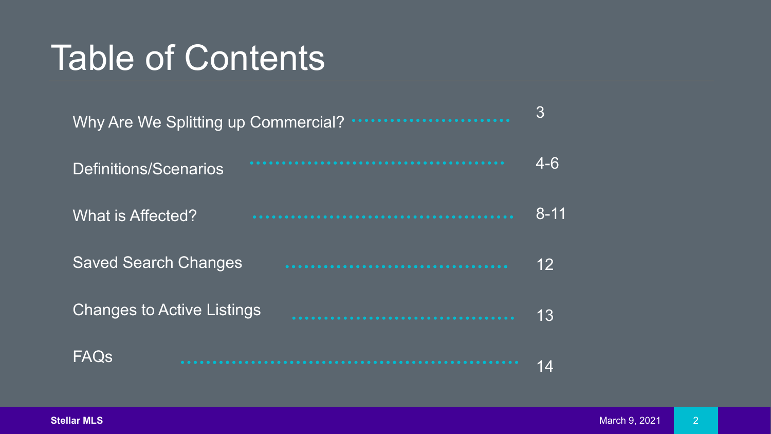# Table of Contents

| Section | Page |
| --- | --- |
| Why Are We Splitting up Commercial? | 3 |
| Definitions/Scenarios | 4-6 |
| What is Affected? | 8-11 |
| Saved Search Changes | 12 |
| Changes to Active Listings | 13 |
| FAQs | 14 |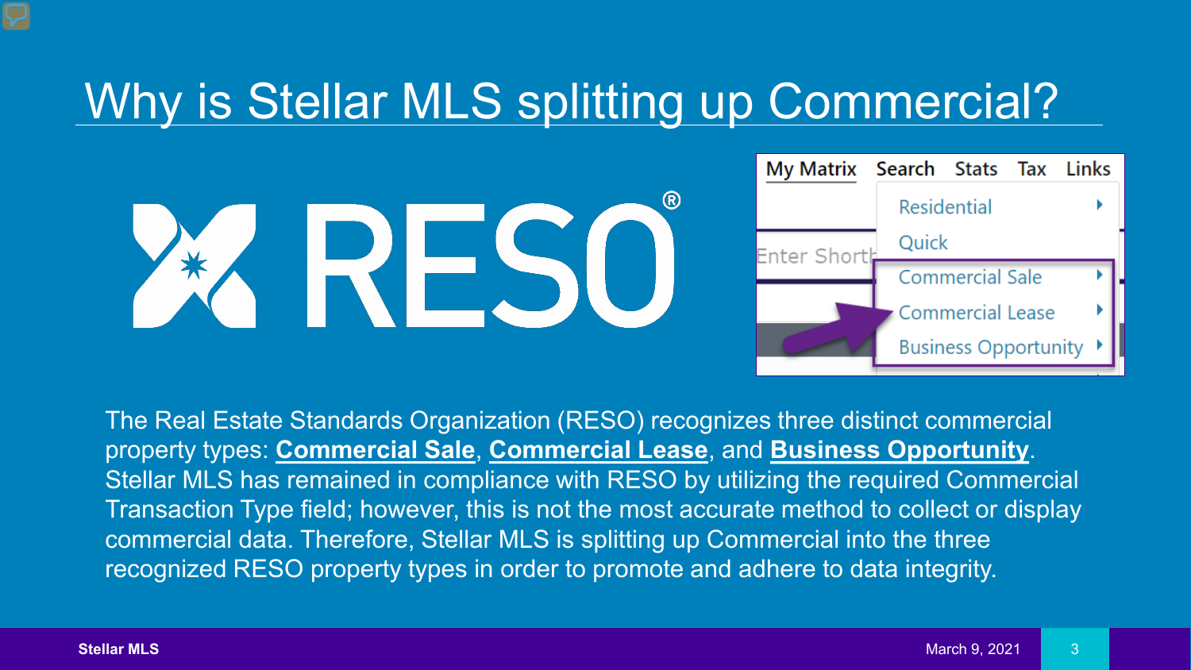# Why is Stellar MLS splitting up Commercial?

The Real Estate Standards Organization (RESO) recognizes three distinct commercial property types: **Commercial Sale**, **Commercial Lease**, and **Business Opportunity**. Stellar MLS has remained in compliance with RESO by utilizing the required Commercial Transaction Type field; however, this is not the most accurate method to collect or display commercial data. Therefore, Stellar MLS is splitting up Commercial into the three recognized RESO property types in order to promote and adhere to data integrity.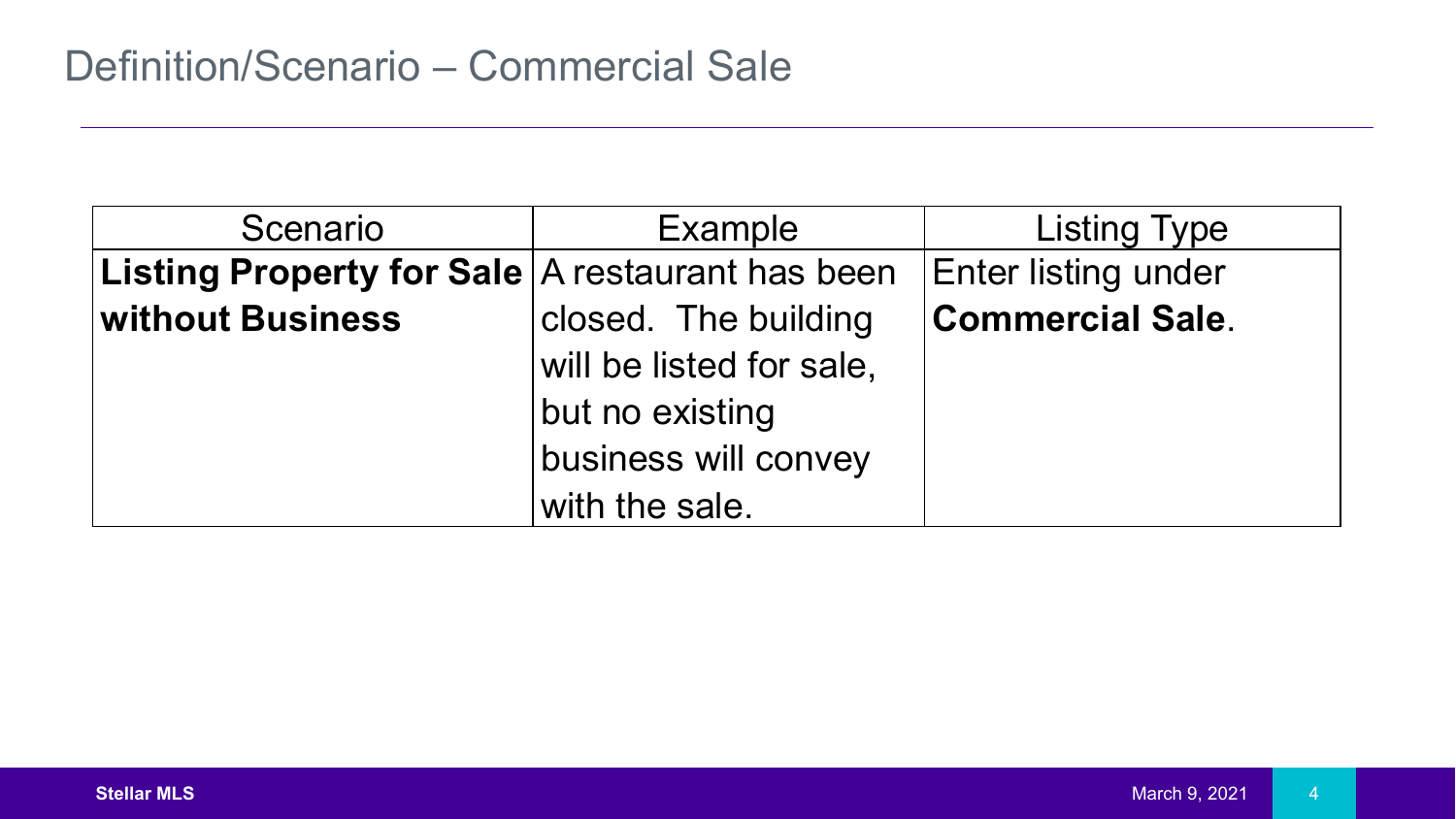# Definition/Scenario – Commercial Sale

| Scenario | Example | Listing Type |
|---|---|---|
| **Listing Property for Sale without Business** | A restaurant has been closed. The building will be listed for sale, but no existing business will convey with the sale. | Enter listing under **Commercial Sale**. |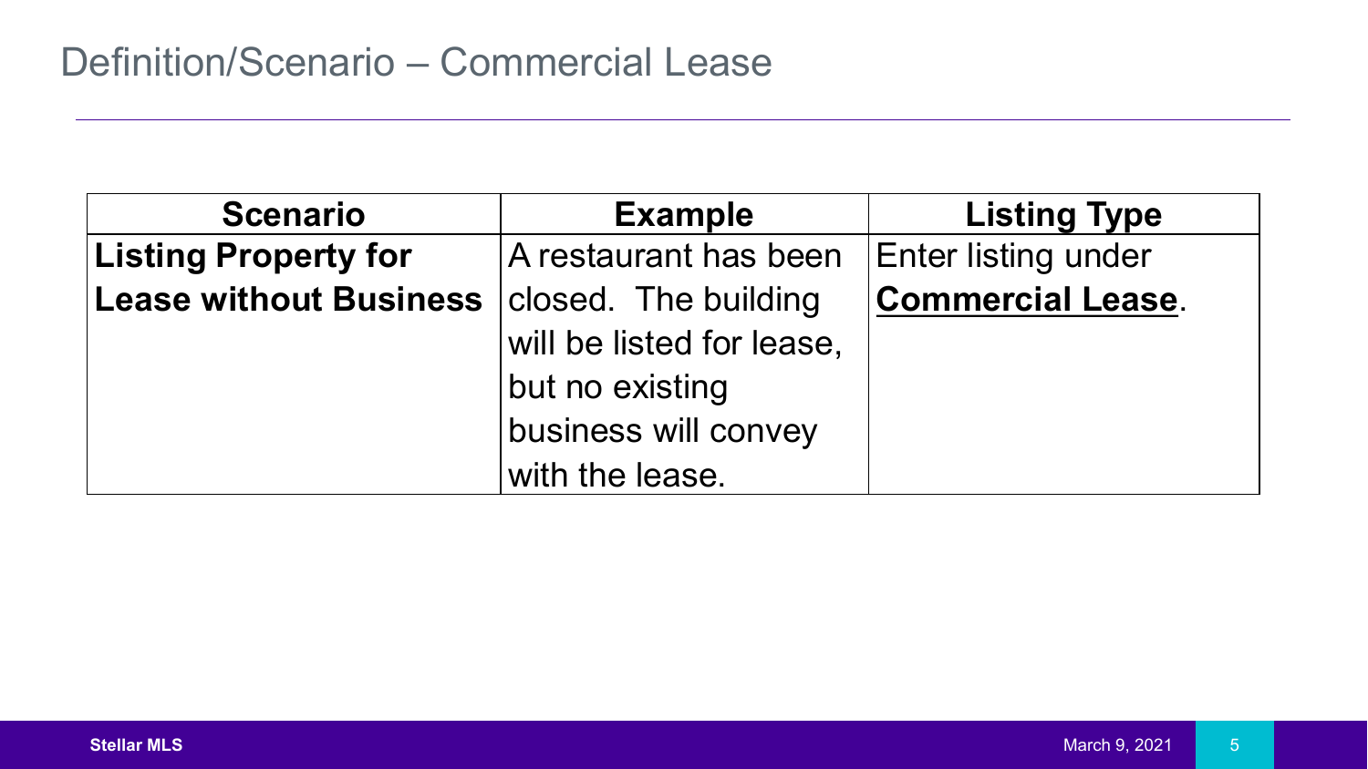# Definition/Scenario – Commercial Lease

| Scenario | Example | Listing Type |
| --- | --- | --- |
| **Listing Property for Lease without Business** | A restaurant has been closed. The building will be listed for lease, but no existing business will convey with the lease. | Enter listing under **Commercial Lease**. |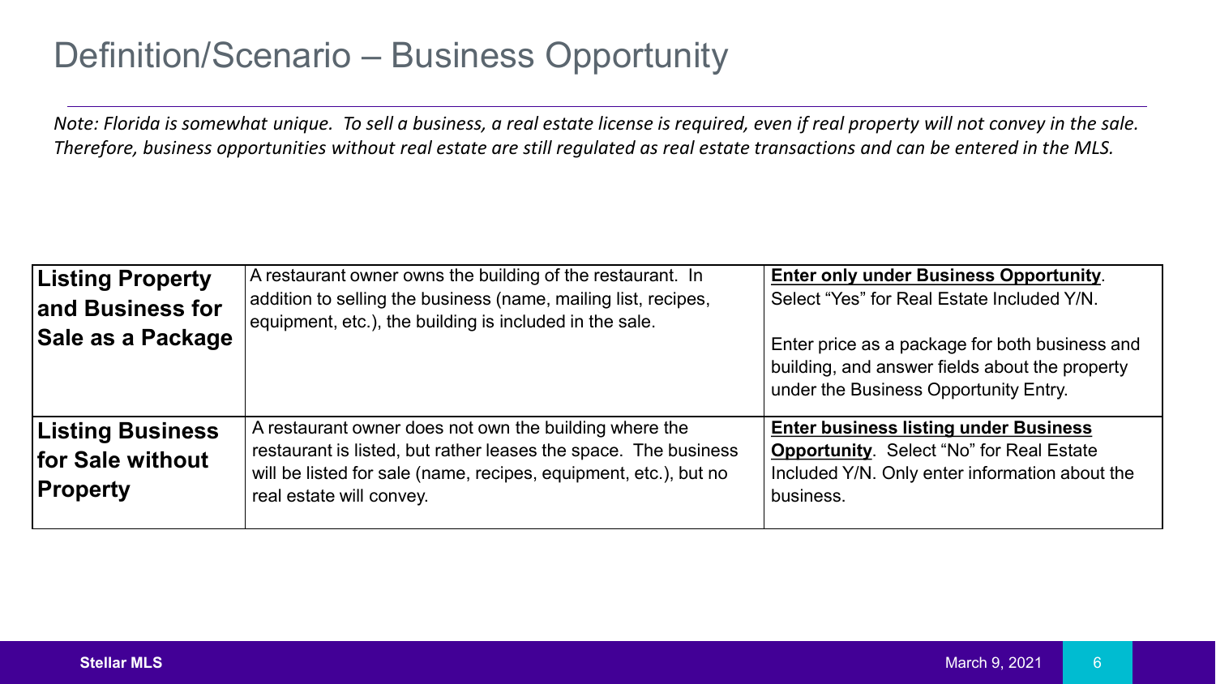# Definition/Scenario – Business Opportunity

*Note: Florida is somewhat unique. To sell a business, a real estate license is required, even if real property will not convey in the sale. Therefore, business opportunities without real estate are still regulated as real estate transactions and can be entered in the MLS.*

| | | |
|---|---|---|
| **Listing Property and Business for Sale as a Package** | A restaurant owner owns the building of the restaurant. In addition to selling the business (name, mailing list, recipes, equipment, etc.), the building is included in the sale. | **Enter only under Business Opportunity**. Select "Yes" for Real Estate Included Y/N.<br><br>Enter price as a package for both business and building, and answer fields about the property under the Business Opportunity Entry. |
| **Listing Business for Sale without Property** | A restaurant owner does not own the building where the restaurant is listed, but rather leases the space. The business will be listed for sale (name, recipes, equipment, etc.), but no real estate will convey. | **Enter business listing under Business Opportunity**. Select "No" for Real Estate Included Y/N. Only enter information about the business. |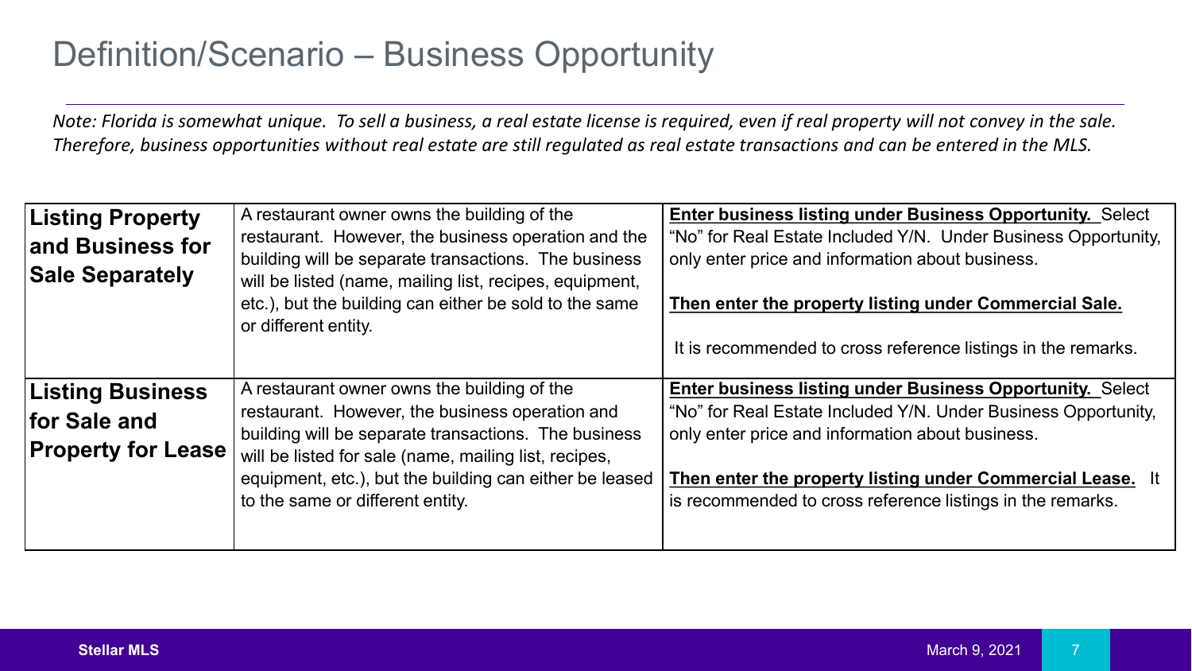# Definition/Scenario – Business Opportunity

*Note: Florida is somewhat unique. To sell a business, a real estate license is required, even if real property will not convey in the sale. Therefore, business opportunities without real estate are still regulated as real estate transactions and can be entered in the MLS.*

| | | |
|---|---|---|
| **Listing Property and Business for Sale Separately** | A restaurant owner owns the building of the restaurant. However, the business operation and the building will be separate transactions. The business will be listed (name, mailing list, recipes, equipment, etc.), but the building can either be sold to the same or different entity. | **Enter business listing under Business Opportunity.** Select "No" for Real Estate Included Y/N. Under Business Opportunity, only enter price and information about business.<br><br>**Then enter the property listing under Commercial Sale.**<br><br>It is recommended to cross reference listings in the remarks. |
| **Listing Business for Sale and Property for Lease** | A restaurant owner owns the building of the restaurant. However, the business operation and building will be separate transactions. The business will be listed for sale (name, mailing list, recipes, equipment, etc.), but the building can either be leased to the same or different entity. | **Enter business listing under Business Opportunity.** Select "No" for Real Estate Included Y/N. Under Business Opportunity, only enter price and information about business.<br><br>**Then enter the property listing under Commercial Lease.** It is recommended to cross reference listings in the remarks. |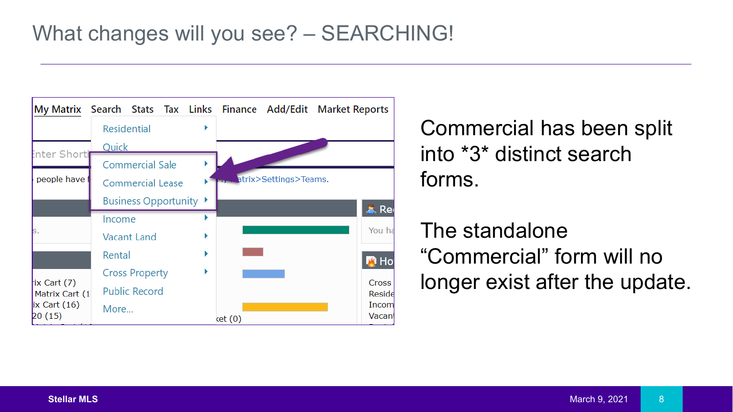# What changes will you see? – SEARCHING!

Commercial has been split into *3* distinct search forms.

The standalone "Commercial" form will no longer exist after the update.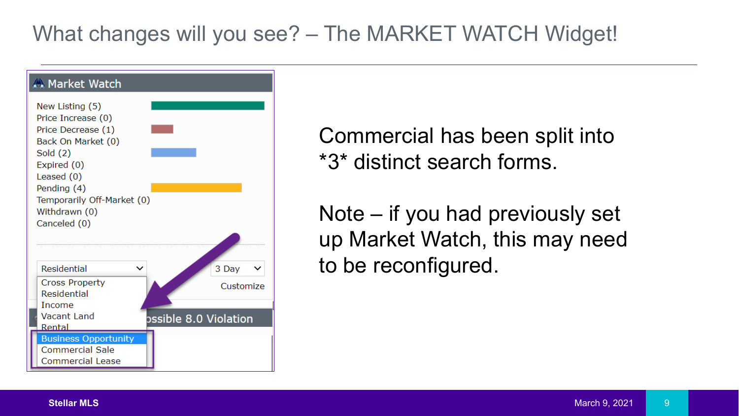# What changes will you see? – The MARKET WATCH Widget!

**Market Watch**

- New Listing (5)
- Price Increase (0)
- Price Decrease (1)
- Back On Market (0)
- Sold (2)
- Expired (0)
- Leased (0)
- Pending (4)
- Temporarily Off-Market (0)
- Withdrawn (0)
- Canceled (0)

Residential | 3 Day | Customize

- Cross Property
- Residential
- Income
- Vacant Land
- Rental
- Business Opportunity
- Commercial Sale
- Commercial Lease

Commercial has been split into *3* distinct search forms.

Note – if you had previously set up Market Watch, this may need to be reconfigured.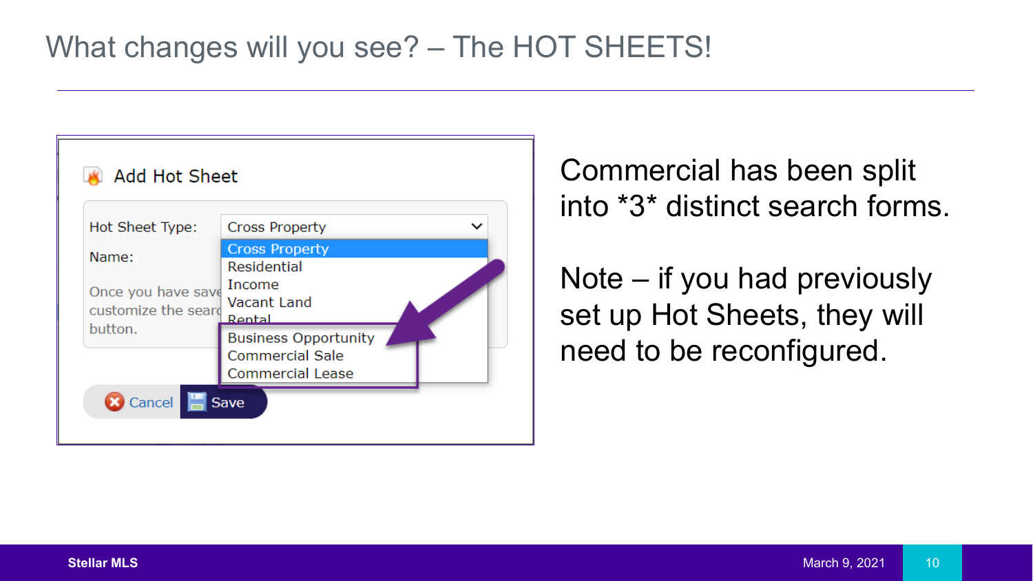# What changes will you see? – The HOT SHEETS!

Add Hot Sheet

Hot Sheet Type: Cross Property

Name:

Once you have save... customize the searc... button.

- Cross Property
- Residential
- Income
- Vacant Land
- Rental
- Business Opportunity
- Commercial Sale
- Commercial Lease

Cancel | Save

Commercial has been split into *3* distinct search forms.

Note – if you had previously set up Hot Sheets, they will need to be reconfigured.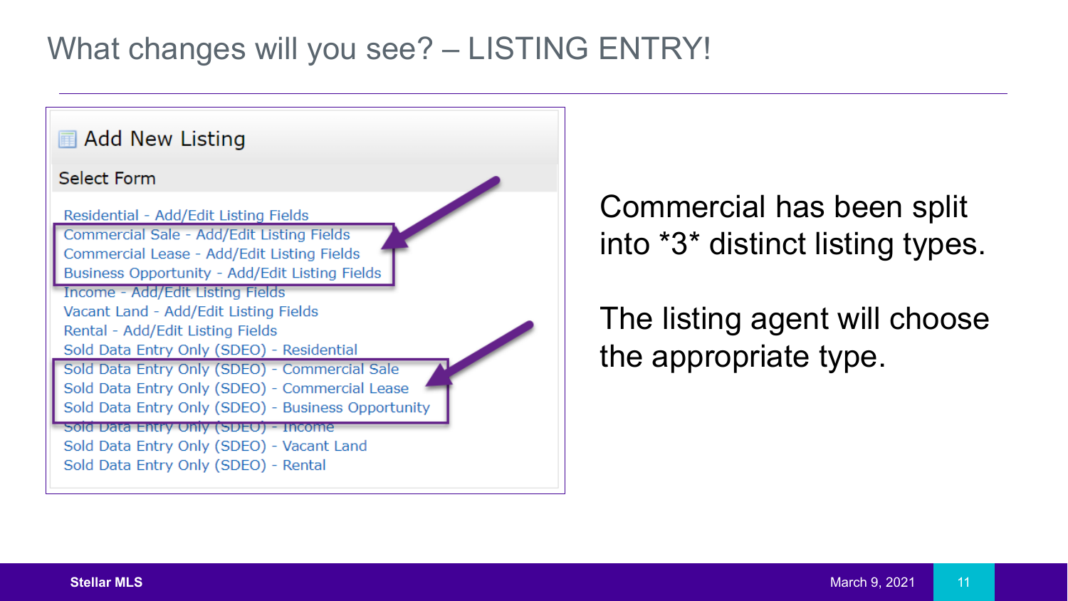# What changes will you see? – LISTING ENTRY!

## Add New Listing

**Select Form**

- Residential - Add/Edit Listing Fields
- Commercial Sale - Add/Edit Listing Fields
- Commercial Lease - Add/Edit Listing Fields
- Business Opportunity - Add/Edit Listing Fields
- Income - Add/Edit Listing Fields
- Vacant Land - Add/Edit Listing Fields
- Rental - Add/Edit Listing Fields
- Sold Data Entry Only (SDEO) - Residential
- Sold Data Entry Only (SDEO) - Commercial Sale
- Sold Data Entry Only (SDEO) - Commercial Lease
- Sold Data Entry Only (SDEO) - Business Opportunity
- Sold Data Entry Only (SDEO) - Income
- Sold Data Entry Only (SDEO) - Vacant Land
- Sold Data Entry Only (SDEO) - Rental

Commercial has been split into *3* distinct listing types.

The listing agent will choose the appropriate type.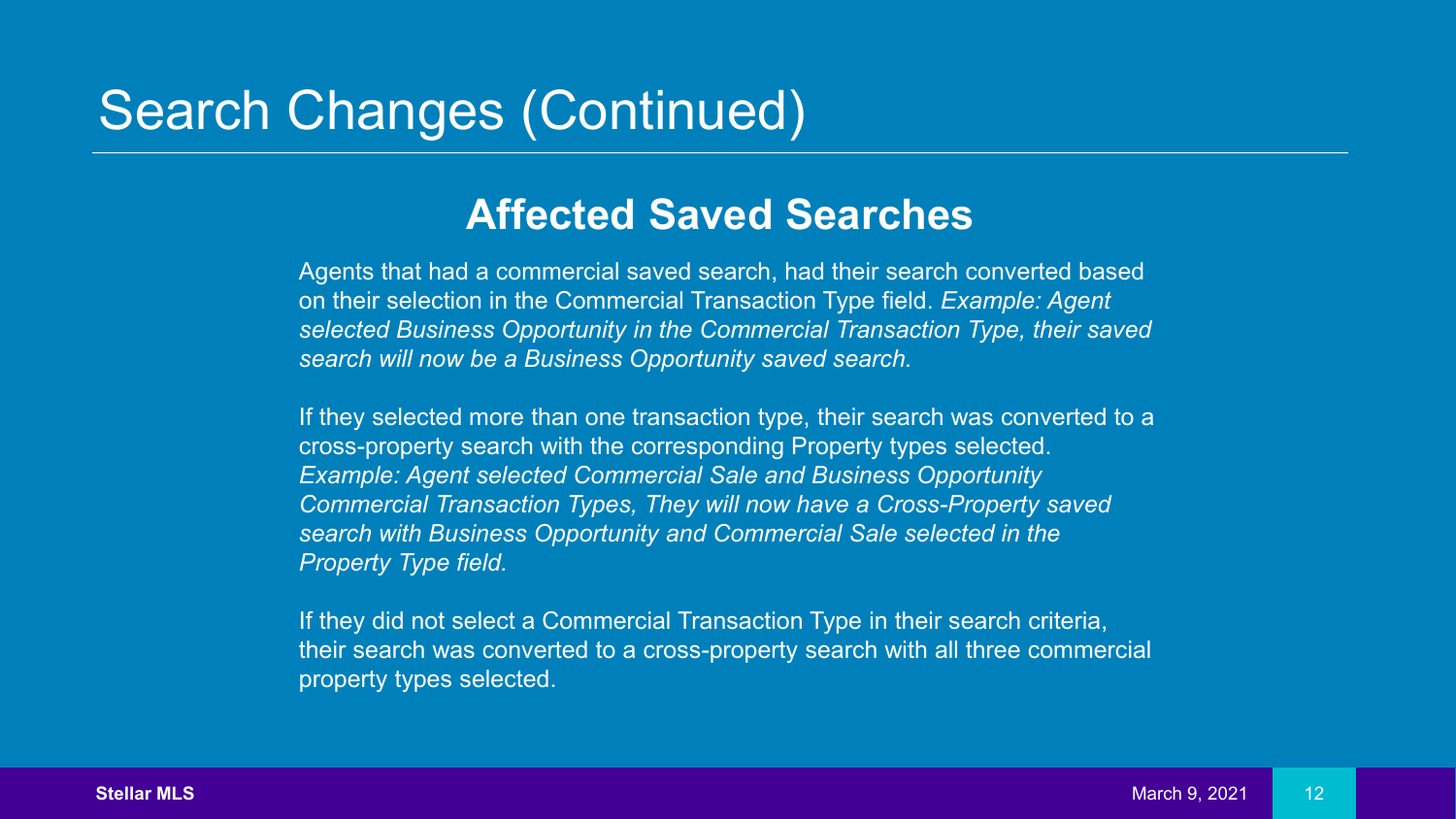# Search Changes (Continued)

## Affected Saved Searches

Agents that had a commercial saved search, had their search converted based on their selection in the Commercial Transaction Type field. *Example: Agent selected Business Opportunity in the Commercial Transaction Type, their saved search will now be a Business Opportunity saved search.*

If they selected more than one transaction type, their search was converted to a cross-property search with the corresponding Property types selected. *Example: Agent selected Commercial Sale and Business Opportunity Commercial Transaction Types, They will now have a Cross-Property saved search with Business Opportunity and Commercial Sale selected in the Property Type field.*

If they did not select a Commercial Transaction Type in their search criteria, their search was converted to a cross-property search with all three commercial property types selected.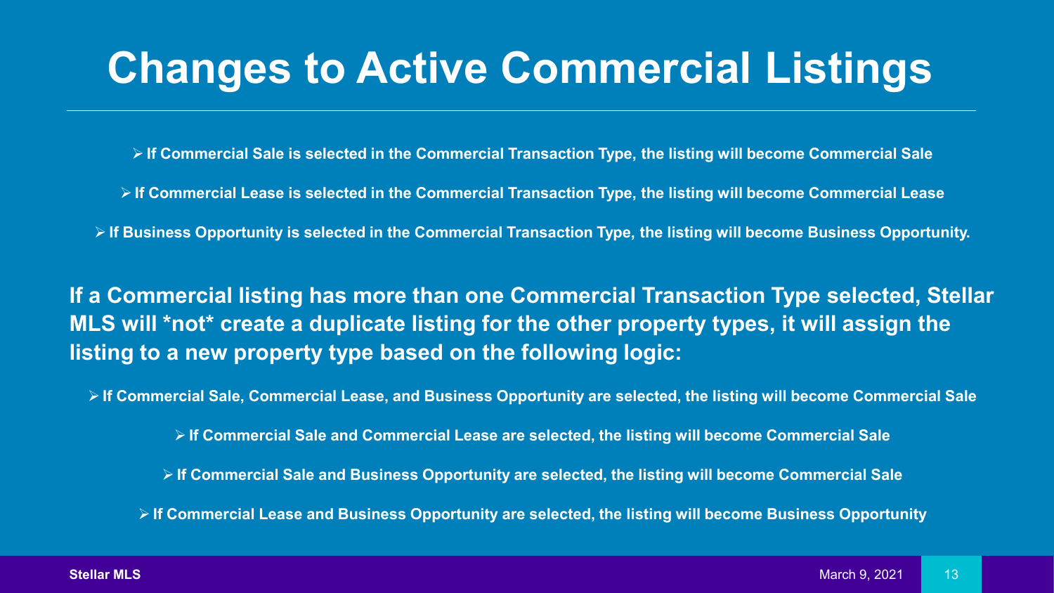# Changes to Active Commercial Listings

- **If Commercial Sale is selected in the Commercial Transaction Type, the listing will become Commercial Sale**
- **If Commercial Lease is selected in the Commercial Transaction Type, the listing will become Commercial Lease**
- **If Business Opportunity is selected in the Commercial Transaction Type, the listing will become Business Opportunity.**

**If a Commercial listing has more than one Commercial Transaction Type selected, Stellar MLS will *not* create a duplicate listing for the other property types, it will assign the listing to a new property type based on the following logic:**

- **If Commercial Sale, Commercial Lease, and Business Opportunity are selected, the listing will become Commercial Sale**
- **If Commercial Sale and Commercial Lease are selected, the listing will become Commercial Sale**
- **If Commercial Sale and Business Opportunity are selected, the listing will become Commercial Sale**
- **If Commercial Lease and Business Opportunity are selected, the listing will become Business Opportunity**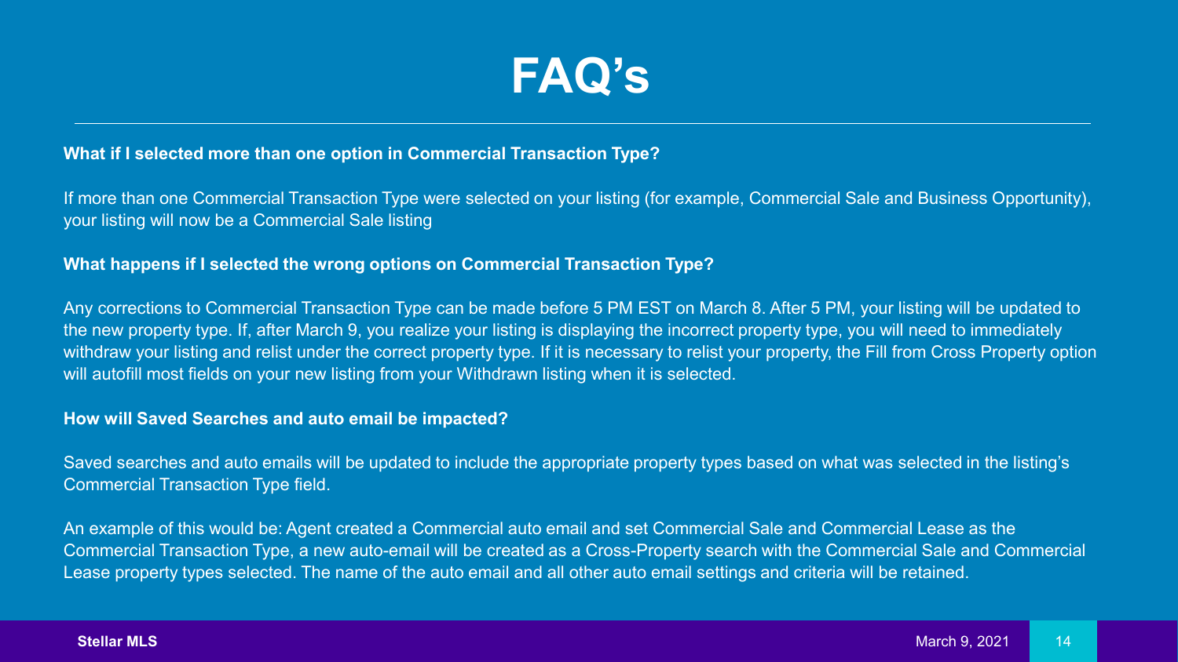# FAQ's

**What if I selected more than one option in Commercial Transaction Type?**

If more than one Commercial Transaction Type were selected on your listing (for example, Commercial Sale and Business Opportunity), your listing will now be a Commercial Sale listing

**What happens if I selected the wrong options on Commercial Transaction Type?**

Any corrections to Commercial Transaction Type can be made before 5 PM EST on March 8. After 5 PM, your listing will be updated to the new property type. If, after March 9, you realize your listing is displaying the incorrect property type, you will need to immediately withdraw your listing and relist under the correct property type. If it is necessary to relist your property, the Fill from Cross Property option will autofill most fields on your new listing from your Withdrawn listing when it is selected.

**How will Saved Searches and auto email be impacted?**

Saved searches and auto emails will be updated to include the appropriate property types based on what was selected in the listing's Commercial Transaction Type field.

An example of this would be: Agent created a Commercial auto email and set Commercial Sale and Commercial Lease as the Commercial Transaction Type, a new auto-email will be created as a Cross-Property search with the Commercial Sale and Commercial Lease property types selected. The name of the auto email and all other auto email settings and criteria will be retained.